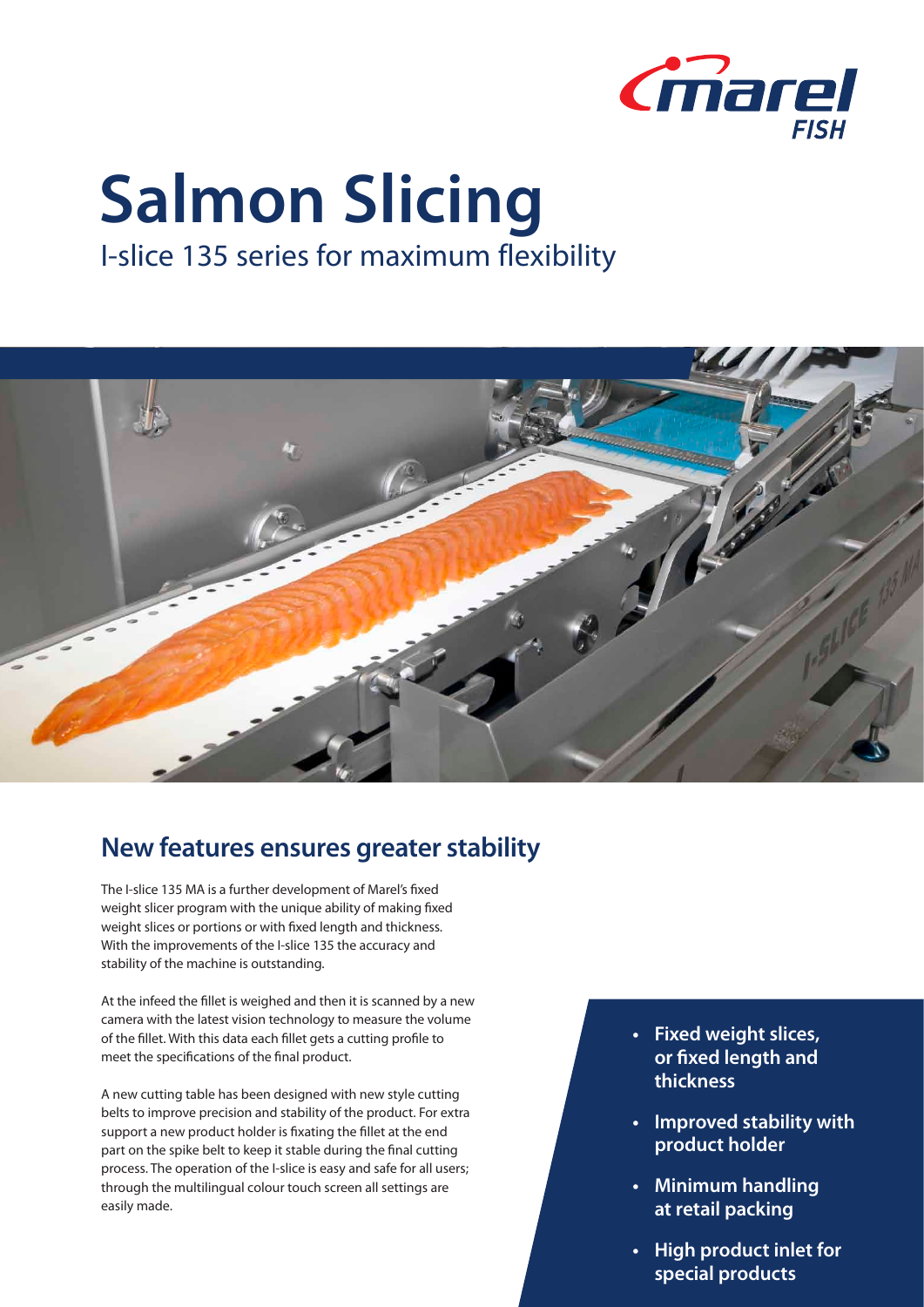# Salmon Slicing

I-slice 135 series for maximum flexibility

## New features ensures greater stability

The I-slice 135 MA is a further development of Marel's fixed weight slicer program with the unique ability of making fixed weight slices or portions or with fixed length and thickness. With the improvements of the I-slice 135 the accuracy and stability of the machine is outstanding.

At the infeed the fillet is weighed and then it is scanned by a new camera with the latest vision technology to measure the volume of the fillet. With this data each fillet gets a cutting profile to meet the specifications of the final product.

A new cutting table has been designed with new style cutting belts to improve precision and stability of the product. For extra support a new product holder is fixating the fillet at the end part on the spike belt to keep it stable during the final cutting process. The operation of the I-slice is easy and safe for all users; through the multilingual colour touch screen all settings are easily made.

- **Fixed weight slices, or fixed length and thickness**
- **Improved stability with product holder**
- **Minimum handling at retail packing**
- **High product inlet for special products**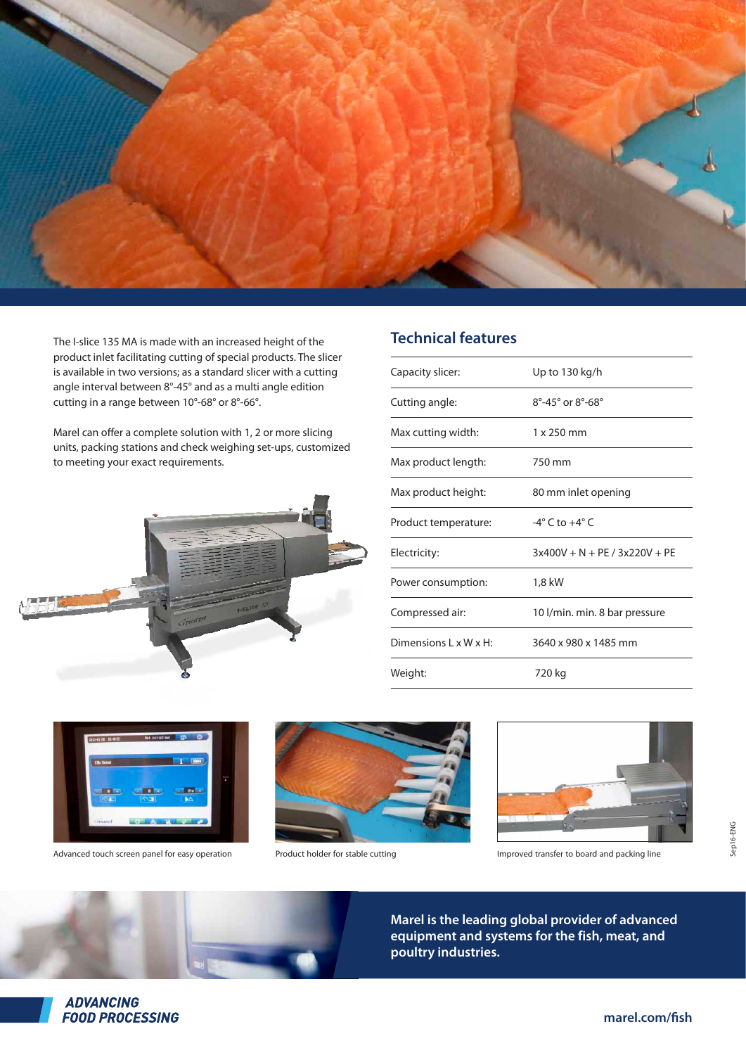The I-slice 135 MA is made with an increased height of the product inlet facilitating cutting of special products. The slicer is available in two versions; as a standard slicer with a cutting angle interval between 8°-45° and as a multi angle edition cutting in a range between 10°-68° or 8°-66°.

Marel can offer a complete solution with 1, 2 or more slicing units, packing stations and check weighing set-ups, customized to meeting your exact requirements.

## Technical features

| | |
|---|---|
| Capacity slicer: | Up to 130 kg/h |
| Cutting angle: | 8°-45° or 8°-68° |
| Max cutting width: | 1 x 250 mm |
| Max product length: | 750 mm |
| Max product height: | 80 mm inlet opening |
| Product temperature: | -4° C to +4° C |
| Electricity: | 3x400V + N + PE / 3x220V + PE |
| Power consumption: | 1,8 kW |
| Compressed air: | 10 l/min. min. 8 bar pressure |
| Dimensions L x W x H: | 3640 x 980 x 1485 mm |
| Weight: | 720 kg |

Advanced touch screen panel for easy operation

Product holder for stable cutting

Improved transfer to board and packing line

Sep16-ENG

**Marel is the leading global provider of advanced equipment and systems for the fish, meat, and poultry industries.**

***ADVANCING FOOD PROCESSING***

**marel.com/fish**